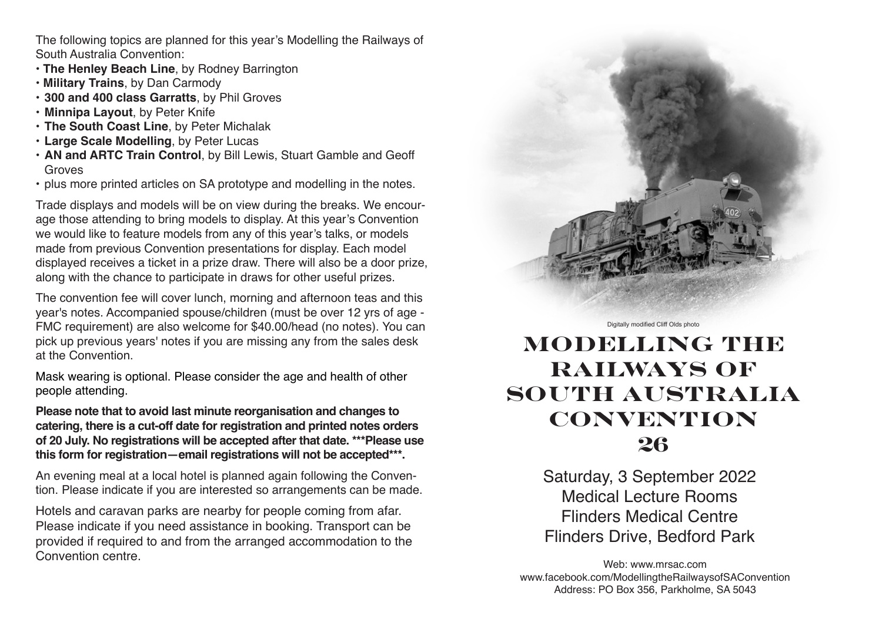The following topics are planned for this year's Modelling the Railways of South Australia Convention:

- **The Henley Beach Line**, by Rodney Barrington
- **Military Trains**, by Dan Carmody
- **300 and 400 class Garratts**, by Phil Groves
- **Minnipa Layout**, by Peter Knife
- **The South Coast Line**, by Peter Michalak
- **Large Scale Modelling**, by Peter Lucas
- **AN and ARTC Train Control**, by Bill Lewis, Stuart Gamble and Geoff Groves
- plus more printed articles on SA prototype and modelling in the notes.

Trade displays and models will be on view during the breaks. We encourage those attending to bring models to display. At this year's Convention we would like to feature models from any of this year's talks, or models made from previous Convention presentations for display. Each model displayed receives a ticket in a prize draw. There will also be a door prize, along with the chance to participate in draws for other useful prizes.

The convention fee will cover lunch, morning and afternoon teas and this year's notes. Accompanied spouse/children (must be over 12 yrs of age - FMC requirement) are also welcome for $40.00/head (no notes). You can pick up previous years' notes if you are missing any from the sales desk at the Convention.

Mask wearing is optional. Please consider the age and health of other people attending.

**Please note that to avoid last minute reorganisation and changes to catering, there is a cut-off date for registration and printed notes orders of 20 July. No registrations will be accepted after that date. ***Please use this form for registration—email registrations will not be accepted***.**

An evening meal at a local hotel is planned again following the Convention. Please indicate if you are interested so arrangements can be made.

Hotels and caravan parks are nearby for people coming from afar. Please indicate if you need assistance in booking. Transport can be provided if required to and from the arranged accommodation to the Convention centre.

Digitally modified Cliff Olds photo

# Modelling the Railways of South Australia Convention 26

Saturday, 3 September 2022
Medical Lecture Rooms
Flinders Medical Centre
Flinders Drive, Bedford Park

Web: www.mrsac.com
www.facebook.com/ModellingtheRailwaysofSAConvention
Address: PO Box 356, Parkholme, SA 5043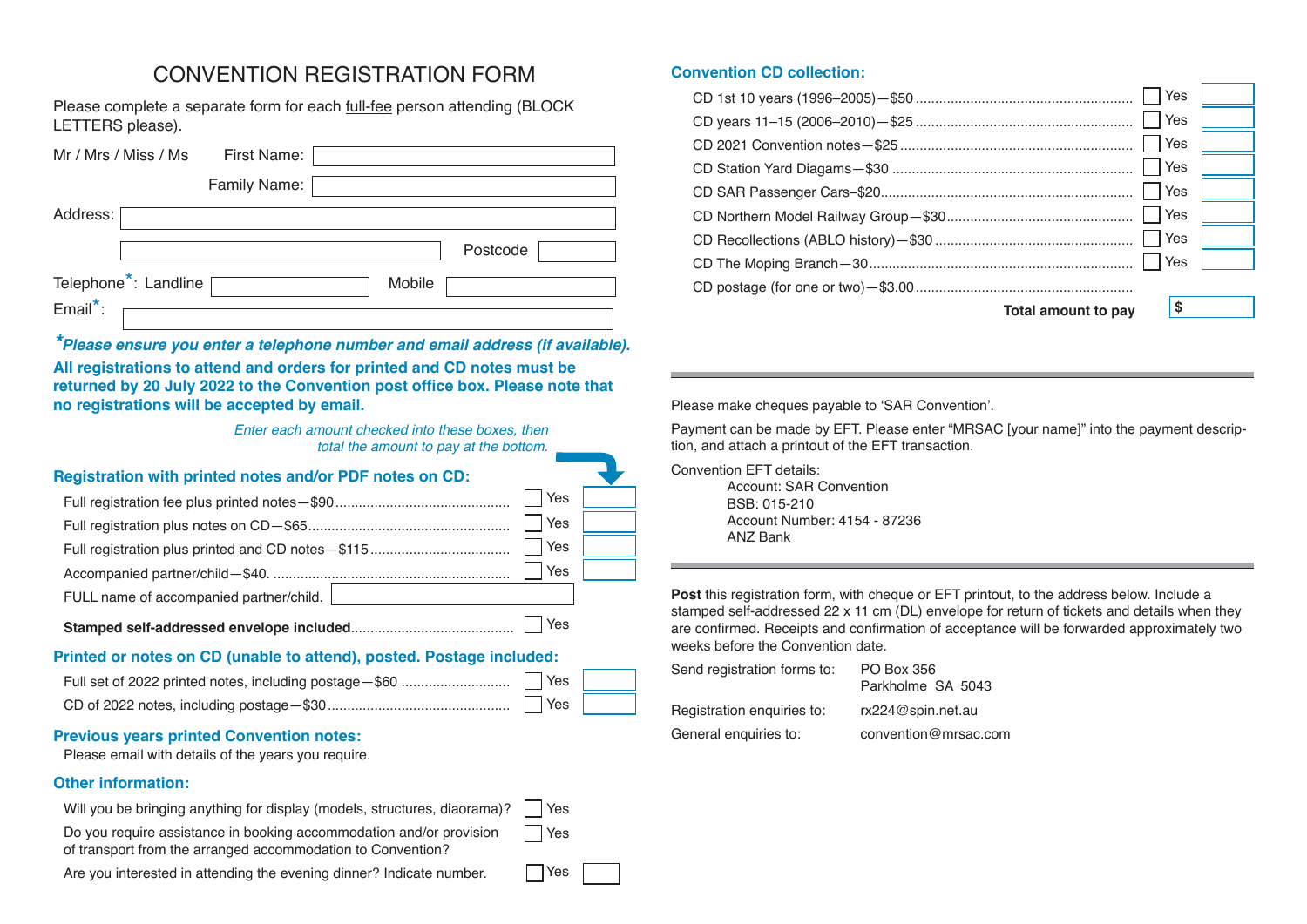# CONVENTION REGISTRATION FORM

Please complete a separate form for each full-fee person attending (BLOCK LETTERS please).

Mr / Mrs / Miss / Ms First Name:

Family Name:

Address:

Postcode

Telephone*: Landline Mobile

Email*:

****Please ensure you enter a telephone number and email address (if available).***

**All registrations to attend and orders for printed and CD notes must be returned by 20 July 2022 to the Convention post office box. Please note that no registrations will be accepted by email.**

*Enter each amount checked into these boxes, then total the amount to pay at the bottom.*

## Registration with printed notes and/or PDF notes on CD:

| | | |
|---|---|---|
| Full registration fee plus printed notes—$90 | ☐ Yes | |
| Full registration plus notes on CD—$65 | ☐ Yes | |
| Full registration plus printed and CD notes—$115 | ☐ Yes | |
| Accompanied partner/child—$40. | ☐ Yes | |

FULL name of accompanied partner/child.

**Stamped self-addressed envelope included** ☐ Yes

## Printed or notes on CD (unable to attend), posted. Postage included:

| | | |
|---|---|---|
| Full set of 2022 printed notes, including postage—$60 | ☐ Yes | |
| CD of 2022 notes, including postage—$30 | ☐ Yes | |

## Previous years printed Convention notes:

Please email with details of the years you require.

## Other information:

Will you be bringing anything for display (models, structures, diorama)? ☐ Yes

Do you require assistance in booking accommodation and/or provision of transport from the arranged accommodation to Convention? ☐ Yes

Are you interested in attending the evening dinner? Indicate number. ☐ Yes

## Convention CD collection:

| | | |
|---|---|---|
| CD 1st 10 years (1996–2005)—$50 | ☐ Yes | |
| CD years 11–15 (2006–2010)—$25 | ☐ Yes | |
| CD 2021 Convention notes—$25 | ☐ Yes | |
| CD Station Yard Diagams—$30 | ☐ Yes | |
| CD SAR Passenger Cars–$20 | ☐ Yes | |
| CD Northern Model Railway Group—$30 | ☐ Yes | |
| CD Recollections (ABLO history)—$30 | ☐ Yes | |
| CD The Moping Branch—30 | ☐ Yes | |
| CD postage (for one or two)—$3.00 | | |
| **Total amount to pay** | | $ |

Please make cheques payable to 'SAR Convention'.

Payment can be made by EFT. Please enter "MRSAC [your name]" into the payment description, and attach a printout of the EFT transaction.

Convention EFT details:
Account: SAR Convention
BSB: 015-210
Account Number: 4154 - 87236
ANZ Bank

**Post** this registration form, with cheque or EFT printout, to the address below. Include a stamped self-addressed 22 x 11 cm (DL) envelope for return of tickets and details when they are confirmed. Receipts and confirmation of acceptance will be forwarded approximately two weeks before the Convention date.

| | |
|---|---|
| Send registration forms to: | PO Box 356<br>Parkholme SA 5043 |
| Registration enquiries to: | rx224@spin.net.au |
| General enquiries to: | convention@mrsac.com |